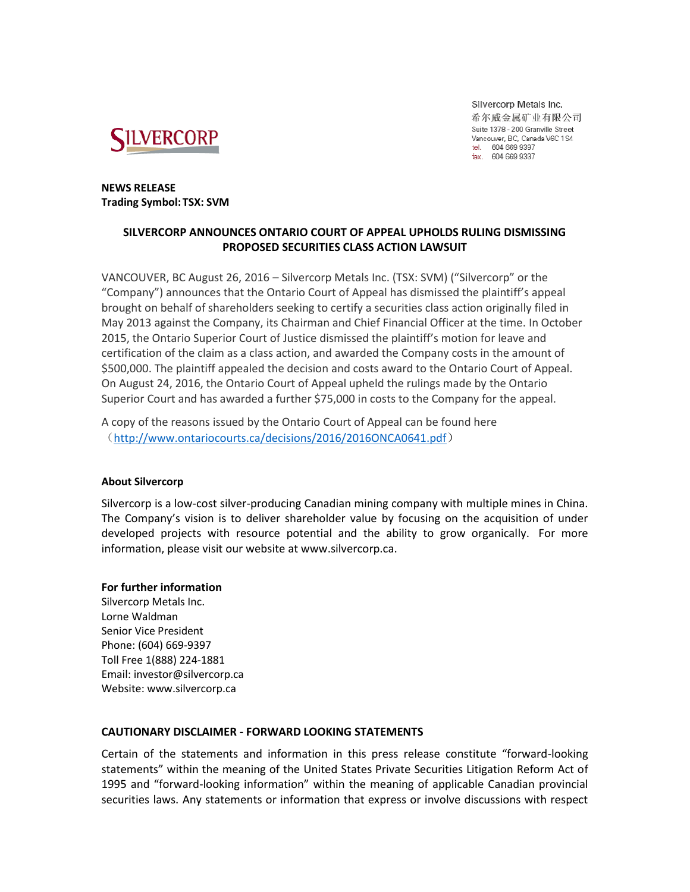SILVERCORP

Silvercorp Metals Inc.
希尔威金属矿业有限公司
Suite 1378 - 200 Granville Street
Vancouver, BC, Canada V6C 1S4
tel. 604 669 9397
fax. 604 669 9387

**NEWS RELEASE**
**Trading Symbol: TSX: SVM**

## SILVERCORP ANNOUNCES ONTARIO COURT OF APPEAL UPHOLDS RULING DISMISSING PROPOSED SECURITIES CLASS ACTION LAWSUIT

VANCOUVER, BC August 26, 2016 – Silvercorp Metals Inc. (TSX: SVM) ("Silvercorp" or the "Company") announces that the Ontario Court of Appeal has dismissed the plaintiff's appeal brought on behalf of shareholders seeking to certify a securities class action originally filed in May 2013 against the Company, its Chairman and Chief Financial Officer at the time. In October 2015, the Ontario Superior Court of Justice dismissed the plaintiff's motion for leave and certification of the claim as a class action, and awarded the Company costs in the amount of $500,000. The plaintiff appealed the decision and costs award to the Ontario Court of Appeal. On August 24, 2016, the Ontario Court of Appeal upheld the rulings made by the Ontario Superior Court and has awarded a further $75,000 in costs to the Company for the appeal.

A copy of the reasons issued by the Ontario Court of Appeal can be found here（http://www.ontariocourts.ca/decisions/2016/2016ONCA0641.pdf）

**About Silvercorp**

Silvercorp is a low-cost silver-producing Canadian mining company with multiple mines in China. The Company's vision is to deliver shareholder value by focusing on the acquisition of under developed projects with resource potential and the ability to grow organically. For more information, please visit our website at www.silvercorp.ca.

**For further information**
Silvercorp Metals Inc.
Lorne Waldman
Senior Vice President
Phone: (604) 669-9397
Toll Free 1(888) 224-1881
Email: investor@silvercorp.ca
Website: www.silvercorp.ca

**CAUTIONARY DISCLAIMER - FORWARD LOOKING STATEMENTS**

Certain of the statements and information in this press release constitute "forward-looking statements" within the meaning of the United States Private Securities Litigation Reform Act of 1995 and "forward-looking information" within the meaning of applicable Canadian provincial securities laws. Any statements or information that express or involve discussions with respect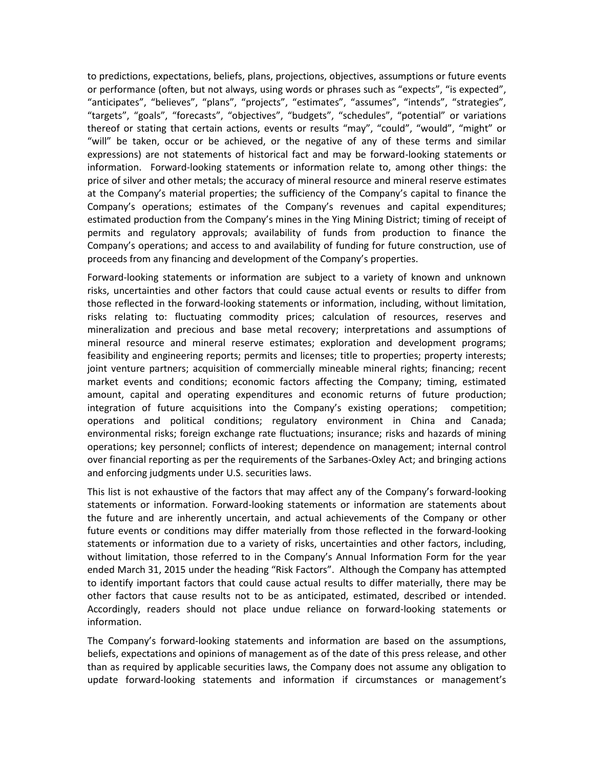to predictions, expectations, beliefs, plans, projections, objectives, assumptions or future events or performance (often, but not always, using words or phrases such as "expects", "is expected", "anticipates", "believes", "plans", "projects", "estimates", "assumes", "intends", "strategies", "targets", "goals", "forecasts", "objectives", "budgets", "schedules", "potential" or variations thereof or stating that certain actions, events or results "may", "could", "would", "might" or "will" be taken, occur or be achieved, or the negative of any of these terms and similar expressions) are not statements of historical fact and may be forward-looking statements or information. Forward-looking statements or information relate to, among other things: the price of silver and other metals; the accuracy of mineral resource and mineral reserve estimates at the Company's material properties; the sufficiency of the Company's capital to finance the Company's operations; estimates of the Company's revenues and capital expenditures; estimated production from the Company's mines in the Ying Mining District; timing of receipt of permits and regulatory approvals; availability of funds from production to finance the Company's operations; and access to and availability of funding for future construction, use of proceeds from any financing and development of the Company's properties.

Forward-looking statements or information are subject to a variety of known and unknown risks, uncertainties and other factors that could cause actual events or results to differ from those reflected in the forward-looking statements or information, including, without limitation, risks relating to: fluctuating commodity prices; calculation of resources, reserves and mineralization and precious and base metal recovery; interpretations and assumptions of mineral resource and mineral reserve estimates; exploration and development programs; feasibility and engineering reports; permits and licenses; title to properties; property interests; joint venture partners; acquisition of commercially mineable mineral rights; financing; recent market events and conditions; economic factors affecting the Company; timing, estimated amount, capital and operating expenditures and economic returns of future production; integration of future acquisitions into the Company's existing operations; competition; operations and political conditions; regulatory environment in China and Canada; environmental risks; foreign exchange rate fluctuations; insurance; risks and hazards of mining operations; key personnel; conflicts of interest; dependence on management; internal control over financial reporting as per the requirements of the Sarbanes-Oxley Act; and bringing actions and enforcing judgments under U.S. securities laws.

This list is not exhaustive of the factors that may affect any of the Company's forward-looking statements or information. Forward-looking statements or information are statements about the future and are inherently uncertain, and actual achievements of the Company or other future events or conditions may differ materially from those reflected in the forward-looking statements or information due to a variety of risks, uncertainties and other factors, including, without limitation, those referred to in the Company's Annual Information Form for the year ended March 31, 2015 under the heading "Risk Factors". Although the Company has attempted to identify important factors that could cause actual results to differ materially, there may be other factors that cause results not to be as anticipated, estimated, described or intended. Accordingly, readers should not place undue reliance on forward-looking statements or information.

The Company's forward-looking statements and information are based on the assumptions, beliefs, expectations and opinions of management as of the date of this press release, and other than as required by applicable securities laws, the Company does not assume any obligation to update forward-looking statements and information if circumstances or management's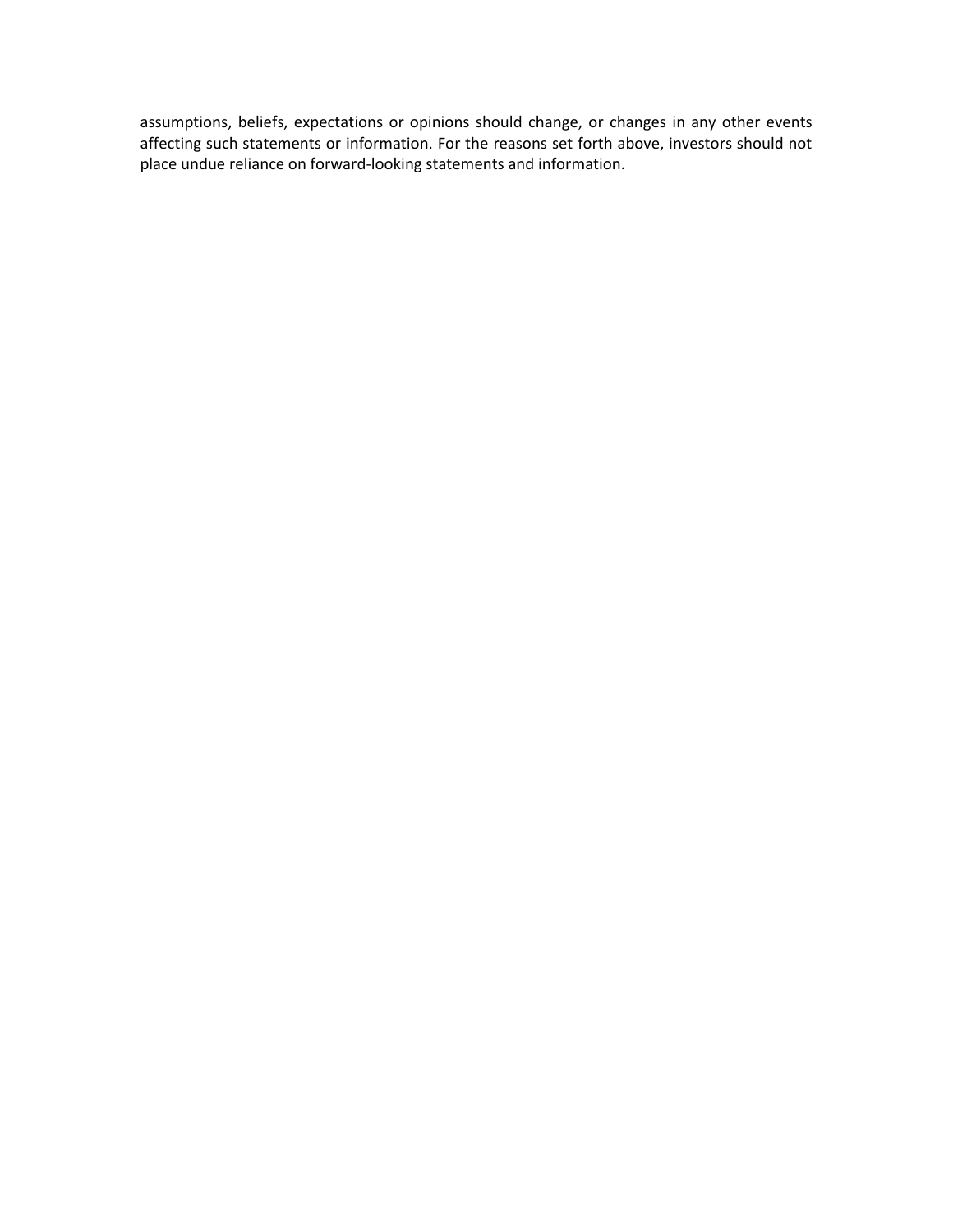assumptions, beliefs, expectations or opinions should change, or changes in any other events affecting such statements or information. For the reasons set forth above, investors should not place undue reliance on forward-looking statements and information.